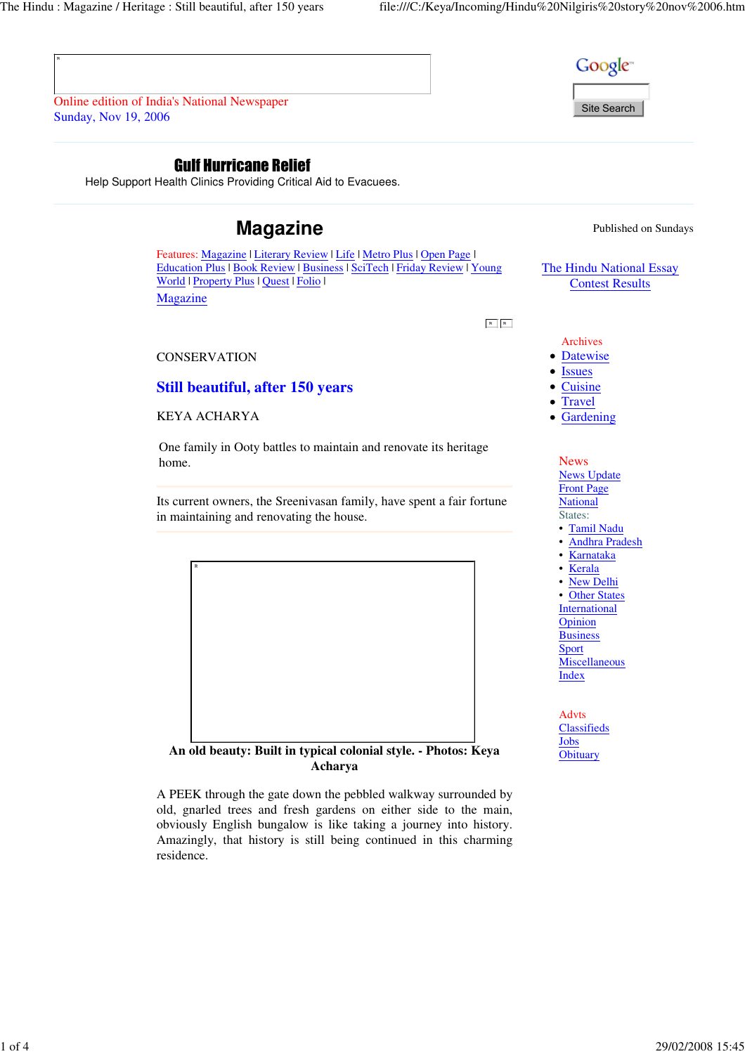Online edition of India's National Newspaper
Sunday, Nov 19, 2006

**Gulf Hurricane Relief**
Help Support Health Clinics Providing Critical Aid to Evacuees.

# Magazine

Published on Sundays

Features: Magazine | Literary Review | Life | Metro Plus | Open Page | Education Plus | Book Review | Business | SciTech | Friday Review | Young World | Property Plus | Quest | Folio |

Magazine

The Hindu National Essay Contest Results

Archives
- Datewise
- Issues
- Cuisine
- Travel
- Gardening

News
News Update
Front Page
National
States:
- Tamil Nadu
- Andhra Pradesh
- Karnataka
- Kerala
- New Delhi
- Other States

International
Opinion
Business
Sport
Miscellaneous
Index

Advts
Classifieds
Jobs
Obituary

CONSERVATION

## Still beautiful, after 150 years

KEYA ACHARYA

One family in Ooty battles to maintain and renovate its heritage home.

Its current owners, the Sreenivasan family, have spent a fair fortune in maintaining and renovating the house.

**An old beauty: Built in typical colonial style. - Photos: Keya Acharya**

A PEEK through the gate down the pebbled walkway surrounded by old, gnarled trees and fresh gardens on either side to the main, obviously English bungalow is like taking a journey into history. Amazingly, that history is still being continued in this charming residence.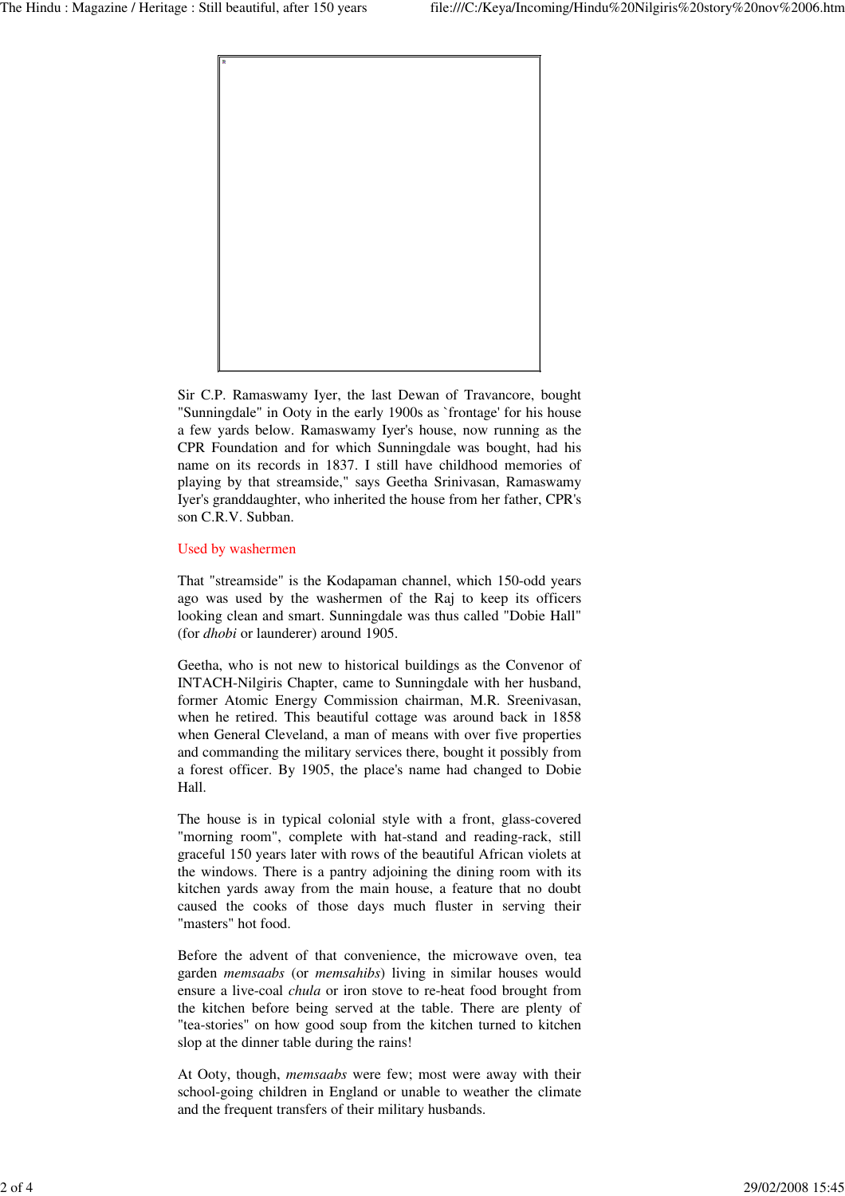Sir C.P. Ramaswamy Iyer, the last Dewan of Travancore, bought "Sunningdale" in Ooty in the early 1900s as `frontage' for his house a few yards below. Ramaswamy Iyer's house, now running as the CPR Foundation and for which Sunningdale was bought, had his name on its records in 1837. I still have childhood memories of playing by that streamside," says Geetha Srinivasan, Ramaswamy Iyer's granddaughter, who inherited the house from her father, CPR's son C.R.V. Subban.

## Used by washermen

That "streamside" is the Kodapaman channel, which 150-odd years ago was used by the washermen of the Raj to keep its officers looking clean and smart. Sunningdale was thus called "Dobie Hall" (for *dhobi* or launderer) around 1905.

Geetha, who is not new to historical buildings as the Convenor of INTACH-Nilgiris Chapter, came to Sunningdale with her husband, former Atomic Energy Commission chairman, M.R. Sreenivasan, when he retired. This beautiful cottage was around back in 1858 when General Cleveland, a man of means with over five properties and commanding the military services there, bought it possibly from a forest officer. By 1905, the place's name had changed to Dobie Hall.

The house is in typical colonial style with a front, glass-covered "morning room", complete with hat-stand and reading-rack, still graceful 150 years later with rows of the beautiful African violets at the windows. There is a pantry adjoining the dining room with its kitchen yards away from the main house, a feature that no doubt caused the cooks of those days much fluster in serving their "masters" hot food.

Before the advent of that convenience, the microwave oven, tea garden *memsaabs* (or *memsahibs*) living in similar houses would ensure a live-coal *chula* or iron stove to re-heat food brought from the kitchen before being served at the table. There are plenty of "tea-stories" on how good soup from the kitchen turned to kitchen slop at the dinner table during the rains!

At Ooty, though, *memsaabs* were few; most were away with their school-going children in England or unable to weather the climate and the frequent transfers of their military husbands.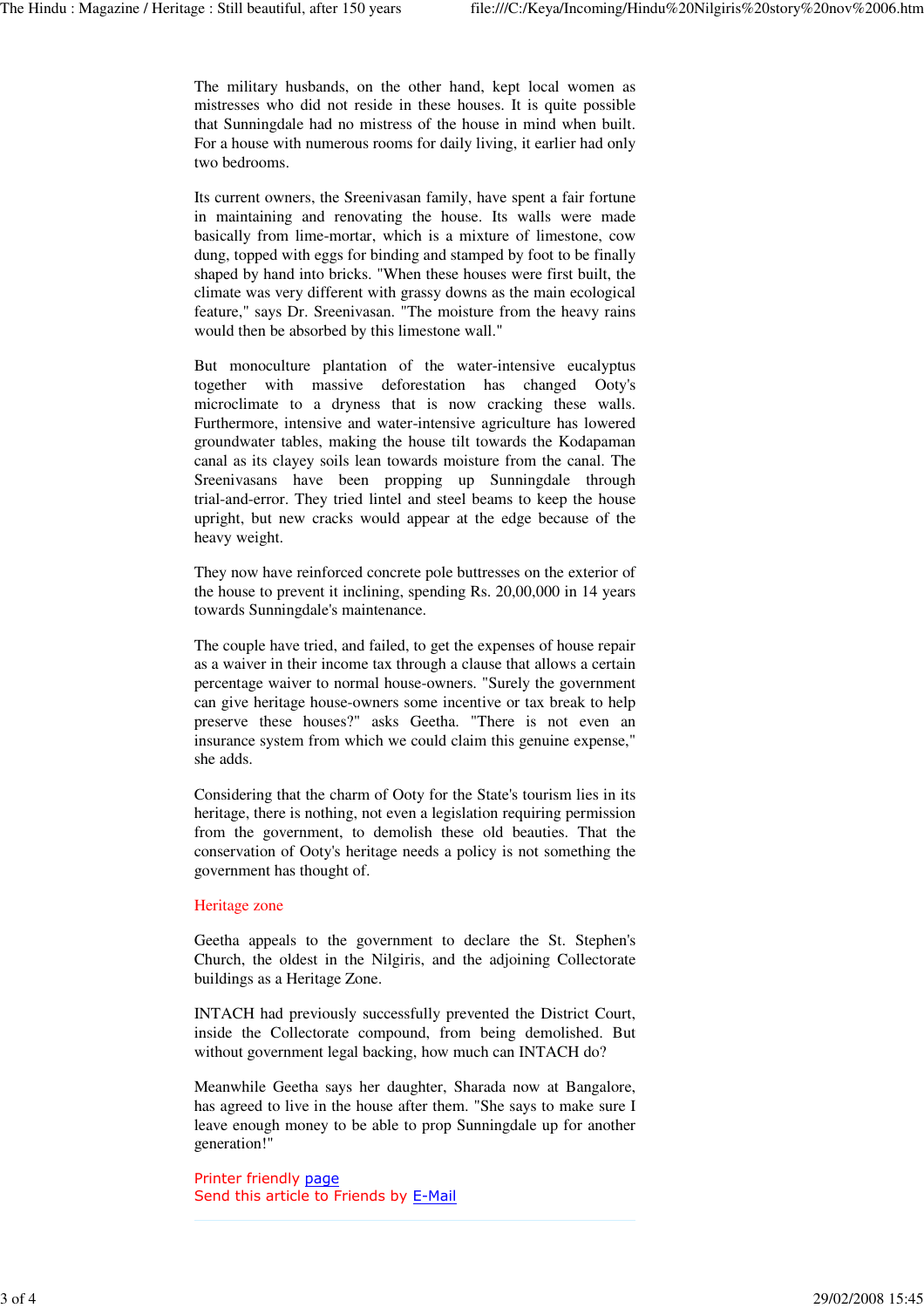The military husbands, on the other hand, kept local women as mistresses who did not reside in these houses. It is quite possible that Sunningdale had no mistress of the house in mind when built. For a house with numerous rooms for daily living, it earlier had only two bedrooms.

Its current owners, the Sreenivasan family, have spent a fair fortune in maintaining and renovating the house. Its walls were made basically from lime-mortar, which is a mixture of limestone, cow dung, topped with eggs for binding and stamped by foot to be finally shaped by hand into bricks. "When these houses were first built, the climate was very different with grassy downs as the main ecological feature," says Dr. Sreenivasan. "The moisture from the heavy rains would then be absorbed by this limestone wall."

But monoculture plantation of the water-intensive eucalyptus together with massive deforestation has changed Ooty's microclimate to a dryness that is now cracking these walls. Furthermore, intensive and water-intensive agriculture has lowered groundwater tables, making the house tilt towards the Kodapaman canal as its clayey soils lean towards moisture from the canal. The Sreenivasans have been propping up Sunningdale through trial-and-error. They tried lintel and steel beams to keep the house upright, but new cracks would appear at the edge because of the heavy weight.

They now have reinforced concrete pole buttresses on the exterior of the house to prevent it inclining, spending Rs. 20,00,000 in 14 years towards Sunningdale's maintenance.

The couple have tried, and failed, to get the expenses of house repair as a waiver in their income tax through a clause that allows a certain percentage waiver to normal house-owners. "Surely the government can give heritage house-owners some incentive or tax break to help preserve these houses?" asks Geetha. "There is not even an insurance system from which we could claim this genuine expense," she adds.

Considering that the charm of Ooty for the State's tourism lies in its heritage, there is nothing, not even a legislation requiring permission from the government, to demolish these old beauties. That the conservation of Ooty's heritage needs a policy is not something the government has thought of.

## Heritage zone

Geetha appeals to the government to declare the St. Stephen's Church, the oldest in the Nilgiris, and the adjoining Collectorate buildings as a Heritage Zone.

INTACH had previously successfully prevented the District Court, inside the Collectorate compound, from being demolished. But without government legal backing, how much can INTACH do?

Meanwhile Geetha says her daughter, Sharada now at Bangalore, has agreed to live in the house after them. "She says to make sure I leave enough money to be able to prop Sunningdale up for another generation!"

Printer friendly page
Send this article to Friends by E-Mail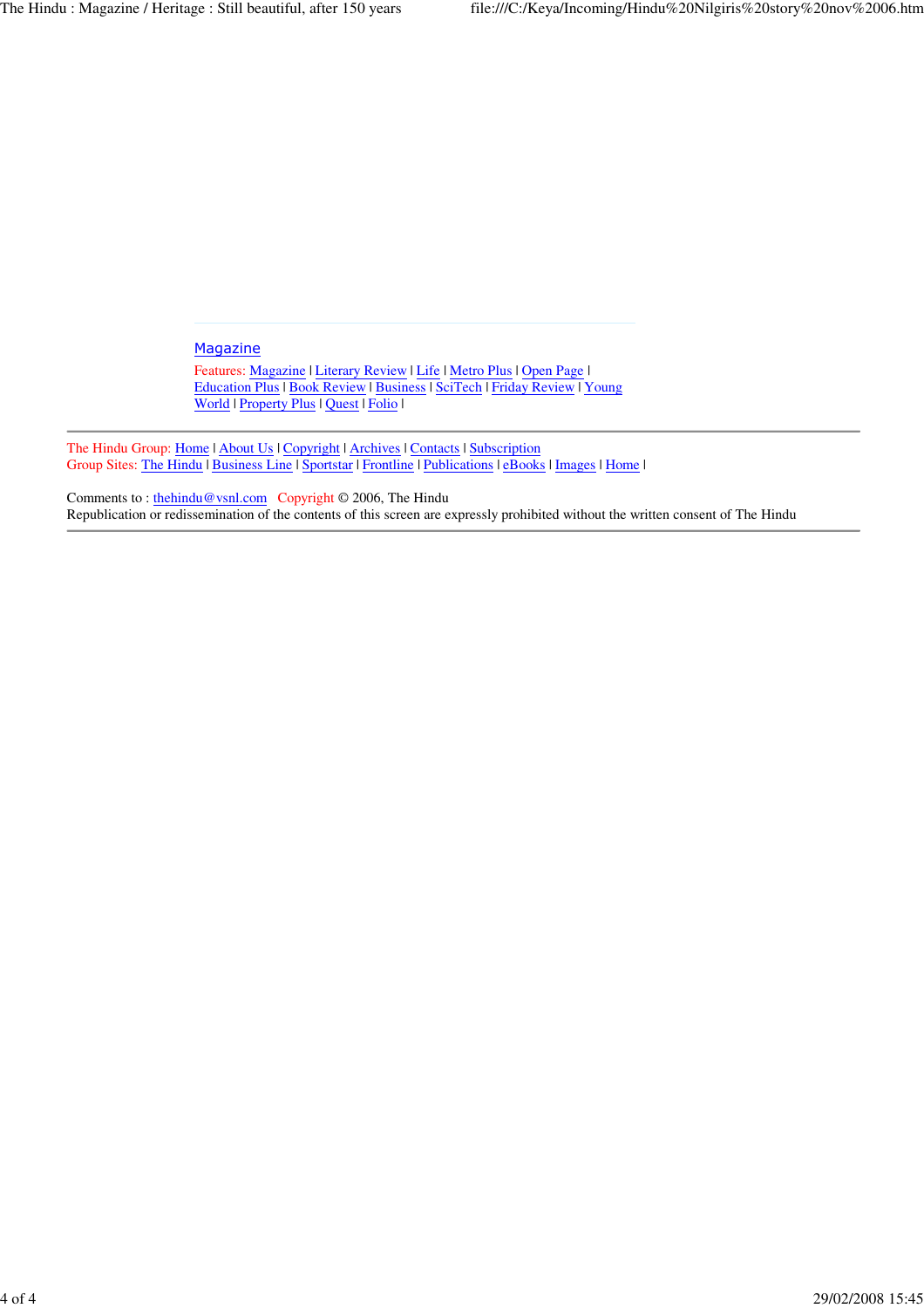Magazine

Features: Magazine | Literary Review | Life | Metro Plus | Open Page | Education Plus | Book Review | Business | SciTech | Friday Review | Young World | Property Plus | Quest | Folio |

---

The Hindu Group: Home | About Us | Copyright | Archives | Contacts | Subscription
Group Sites: The Hindu | Business Line | Sportstar | Frontline | Publications | eBooks | Images | Home |

Comments to : thehindu@vsnl.com   Copyright © 2006, The Hindu
Republication or redissemination of the contents of this screen are expressly prohibited without the written consent of The Hindu

---